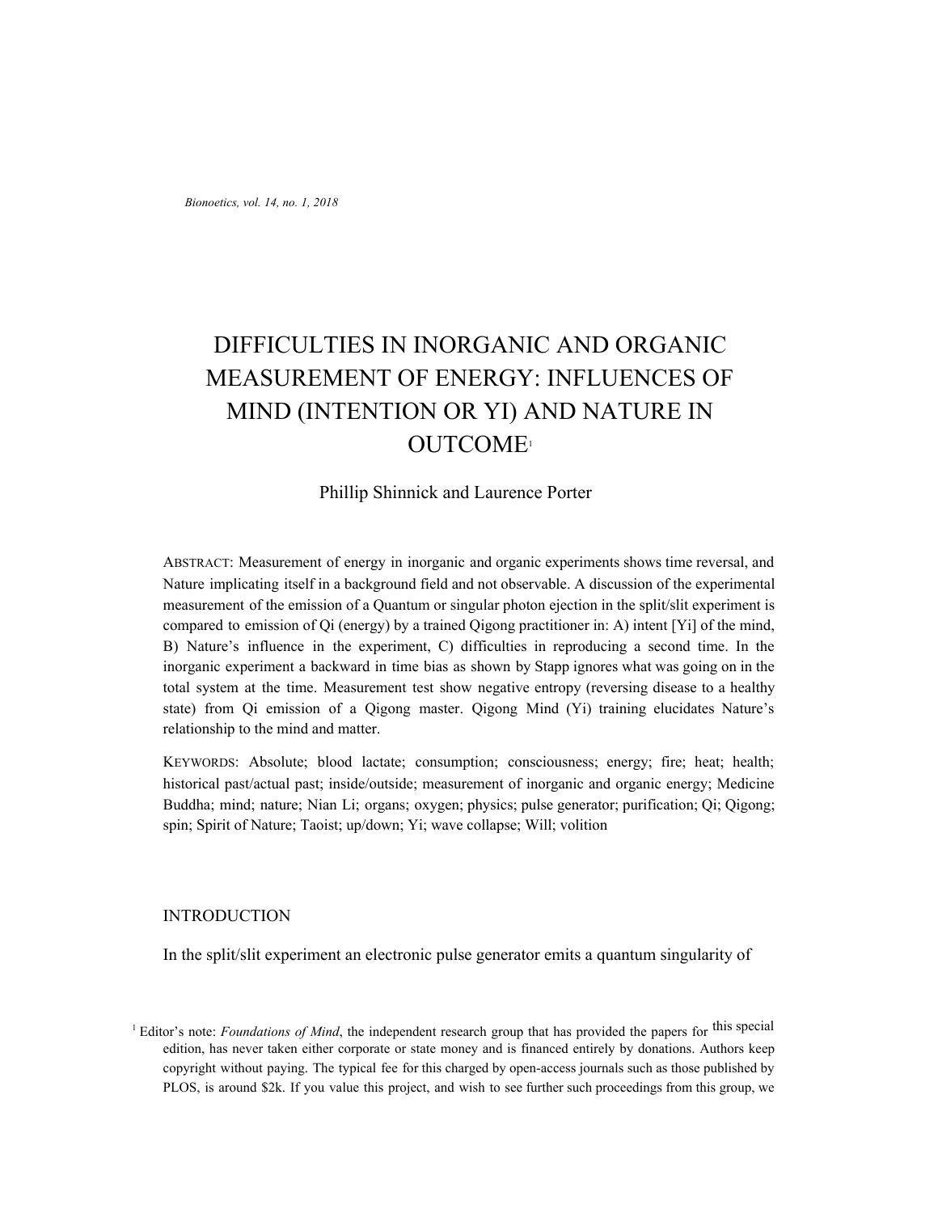# DIFFICULTIES IN INORGANIC AND ORGANIC MEASUREMENT OF ENERGY: INFLUENCES OF MIND (INTENTION OR YI) AND NATURE IN OUTCOME[1]

Phillip Shinnick and Laurence Porter

ABSTRACT: Measurement of energy in inorganic and organic experiments shows time reversal, and Nature implicating itself in a background field and not observable. A discussion of the experimental measurement of the emission of a Quantum or singular photon ejection in the split/slit experiment is compared to emission of Qi (energy) by a trained Qigong practitioner in: A) intent [Yi] of the mind, B) Nature's influence in the experiment, C) difficulties in reproducing a second time. In the inorganic experiment a backward in time bias as shown by Stapp ignores what was going on in the total system at the time. Measurement test show negative entropy (reversing disease to a healthy state) from Qi emission of a Qigong master. Qigong Mind (Yi) training elucidates Nature's relationship to the mind and matter.

KEYWORDS: Absolute; blood lactate; consumption; consciousness; energy; fire; heat; health; historical past/actual past; inside/outside; measurement of inorganic and organic energy; Medicine Buddha; mind; nature; Nian Li; organs; oxygen; physics; pulse generator; purification; Qi; Qigong; spin; Spirit of Nature; Taoist; up/down; Yi; wave collapse; Will; volition

## INTRODUCTION

In the split/slit experiment an electronic pulse generator emits a quantum singularity of

[1] Editor's note: *Foundations of Mind*, the independent research group that has provided the papers for this special edition, has never taken either corporate or state money and is financed entirely by donations. Authors keep copyright without paying. The typical fee for this charged by open-access journals such as those published by PLOS, is around $2k. If you value this project, and wish to see further such proceedings from this group, we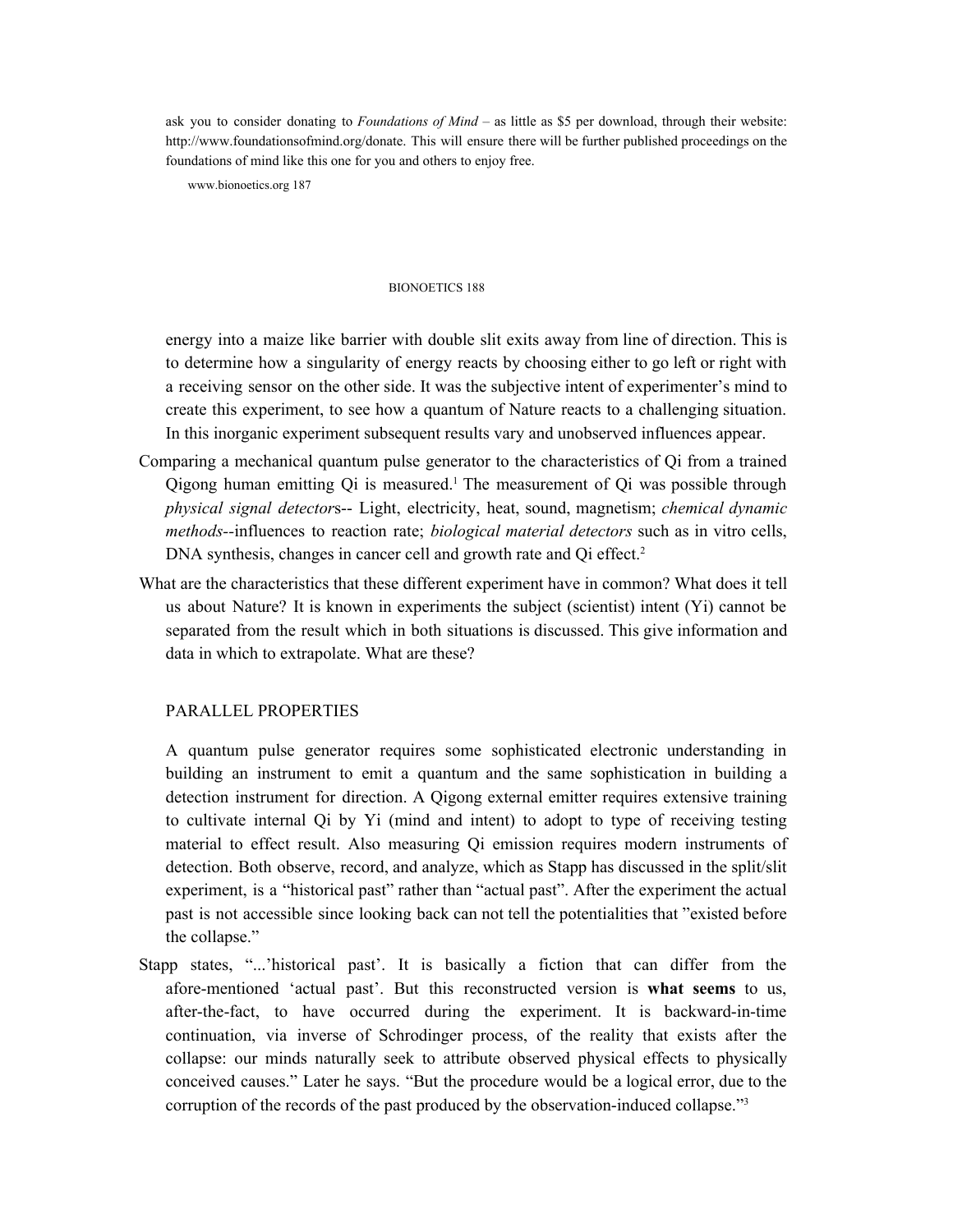ask you to consider donating to *Foundations of Mind* – as little as $5 per download, through their website: http://www.foundationsofmind.org/donate. This will ensure there will be further published proceedings on the foundations of mind like this one for you and others to enjoy free.

energy into a maize like barrier with double slit exits away from line of direction. This is to determine how a singularity of energy reacts by choosing either to go left or right with a receiving sensor on the other side. It was the subjective intent of experimenter's mind to create this experiment, to see how a quantum of Nature reacts to a challenging situation. In this inorganic experiment subsequent results vary and unobserved influences appear.

Comparing a mechanical quantum pulse generator to the characteristics of Qi from a trained Qigong human emitting Qi is measured.[1] The measurement of Qi was possible through *physical signal detector*s-- Light, electricity, heat, sound, magnetism; *chemical dynamic methods*--influences to reaction rate; *biological material detectors* such as in vitro cells, DNA synthesis, changes in cancer cell and growth rate and Qi effect.[2]

What are the characteristics that these different experiment have in common? What does it tell us about Nature? It is known in experiments the subject (scientist) intent (Yi) cannot be separated from the result which in both situations is discussed. This give information and data in which to extrapolate. What are these?

## PARALLEL PROPERTIES

A quantum pulse generator requires some sophisticated electronic understanding in building an instrument to emit a quantum and the same sophistication in building a detection instrument for direction. A Qigong external emitter requires extensive training to cultivate internal Qi by Yi (mind and intent) to adopt to type of receiving testing material to effect result. Also measuring Qi emission requires modern instruments of detection. Both observe, record, and analyze, which as Stapp has discussed in the split/slit experiment, is a "historical past" rather than "actual past". After the experiment the actual past is not accessible since looking back can not tell the potentialities that "existed before the collapse."

Stapp states, "...'historical past'. It is basically a fiction that can differ from the afore-mentioned 'actual past'. But this reconstructed version is **what seems** to us, after-the-fact, to have occurred during the experiment. It is backward-in-time continuation, via inverse of Schrodinger process, of the reality that exists after the collapse: our minds naturally seek to attribute observed physical effects to physically conceived causes." Later he says. "But the procedure would be a logical error, due to the corruption of the records of the past produced by the observation-induced collapse."[3]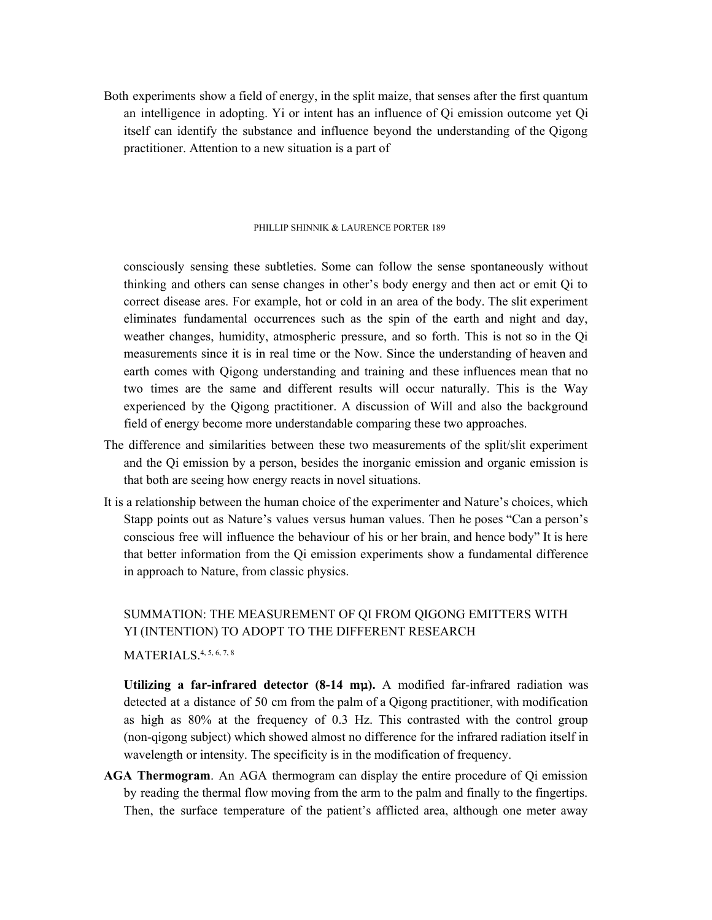Both experiments show a field of energy, in the split maize, that senses after the first quantum an intelligence in adopting. Yi or intent has an influence of Qi emission outcome yet Qi itself can identify the substance and influence beyond the understanding of the Qigong practitioner. Attention to a new situation is a part of consciously sensing these subtleties. Some can follow the sense spontaneously without thinking and others can sense changes in other's body energy and then act or emit Qi to correct disease ares. For example, hot or cold in an area of the body. The slit experiment eliminates fundamental occurrences such as the spin of the earth and night and day, weather changes, humidity, atmospheric pressure, and so forth. This is not so in the Qi measurements since it is in real time or the Now. Since the understanding of heaven and earth comes with Qigong understanding and training and these influences mean that no two times are the same and different results will occur naturally. This is the Way experienced by the Qigong practitioner. A discussion of Will and also the background field of energy become more understandable comparing these two approaches.

The difference and similarities between these two measurements of the split/slit experiment and the Qi emission by a person, besides the inorganic emission and organic emission is that both are seeing how energy reacts in novel situations.

It is a relationship between the human choice of the experimenter and Nature's choices, which Stapp points out as Nature's values versus human values. Then he poses "Can a person's conscious free will influence the behaviour of his or her brain, and hence body" It is here that better information from the Qi emission experiments show a fundamental difference in approach to Nature, from classic physics.

## SUMMATION: THE MEASUREMENT OF QI FROM QIGONG EMITTERS WITH YI (INTENTION) TO ADOPT TO THE DIFFERENT RESEARCH MATERIALS.[4, 5, 6, 7, 8]

**Utilizing a far-infrared detector (8-14 mµ).** A modified far-infrared radiation was detected at a distance of 50 cm from the palm of a Qigong practitioner, with modification as high as 80% at the frequency of 0.3 Hz. This contrasted with the control group (non-qigong subject) which showed almost no difference for the infrared radiation itself in wavelength or intensity. The specificity is in the modification of frequency.

**AGA Thermogram**. An AGA thermogram can display the entire procedure of Qi emission by reading the thermal flow moving from the arm to the palm and finally to the fingertips. Then, the surface temperature of the patient's afflicted area, although one meter away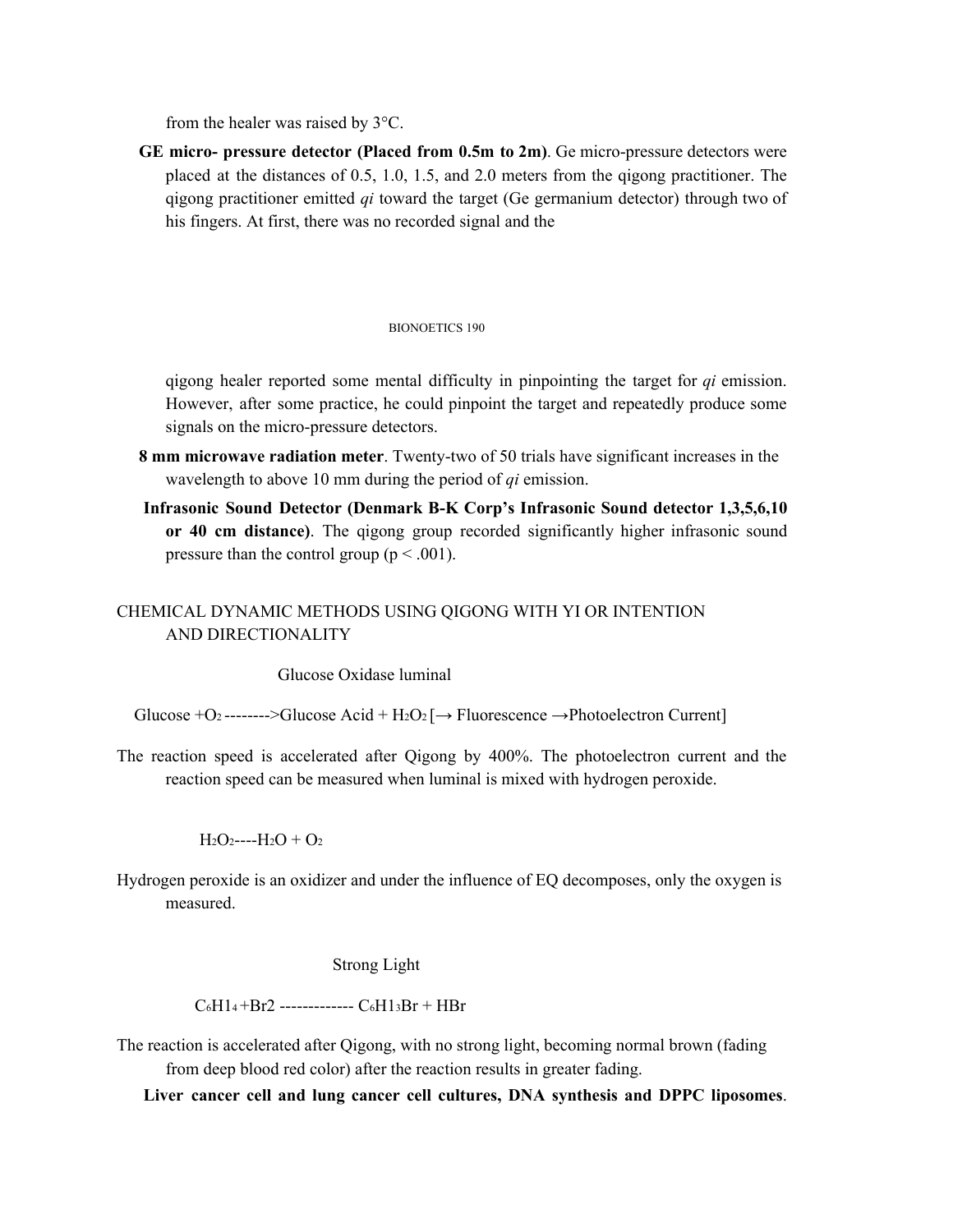from the healer was raised by 3°C.

**GE micro- pressure detector (Placed from 0.5m to 2m)**. Ge micro-pressure detectors were placed at the distances of 0.5, 1.0, 1.5, and 2.0 meters from the qigong practitioner. The qigong practitioner emitted *qi* toward the target (Ge germanium detector) through two of his fingers. At first, there was no recorded signal and the qigong healer reported some mental difficulty in pinpointing the target for *qi* emission. However, after some practice, he could pinpoint the target and repeatedly produce some signals on the micro-pressure detectors.

**8 mm microwave radiation meter**. Twenty-two of 50 trials have significant increases in the wavelength to above 10 mm during the period of *qi* emission.

**Infrasonic Sound Detector (Denmark B-K Corp's Infrasonic Sound detector 1,3,5,6,10 or 40 cm distance)**. The qigong group recorded significantly higher infrasonic sound pressure than the control group ($p < .001$).

## CHEMICAL DYNAMIC METHODS USING QIGONG WITH YI OR INTENTION AND DIRECTIONALITY

Glucose Oxidase luminal

Glucose +$O_2$ -------->Glucose Acid + $H_2O_2$ [→ Fluorescence →Photoelectron Current]

The reaction speed is accelerated after Qigong by 400%. The photoelectron current and the reaction speed can be measured when luminal is mixed with hydrogen peroxide.

$H_2O_2$----$H_2O$ + $O_2$

Hydrogen peroxide is an oxidizer and under the influence of EQ decomposes, only the oxygen is measured.

Strong Light

$C_6H1_4$ +Br2 ------------- $C_6H1_3Br$ + HBr

The reaction is accelerated after Qigong, with no strong light, becoming normal brown (fading from deep blood red color) after the reaction results in greater fading.

**Liver cancer cell and lung cancer cell cultures, DNA synthesis and DPPC liposomes**.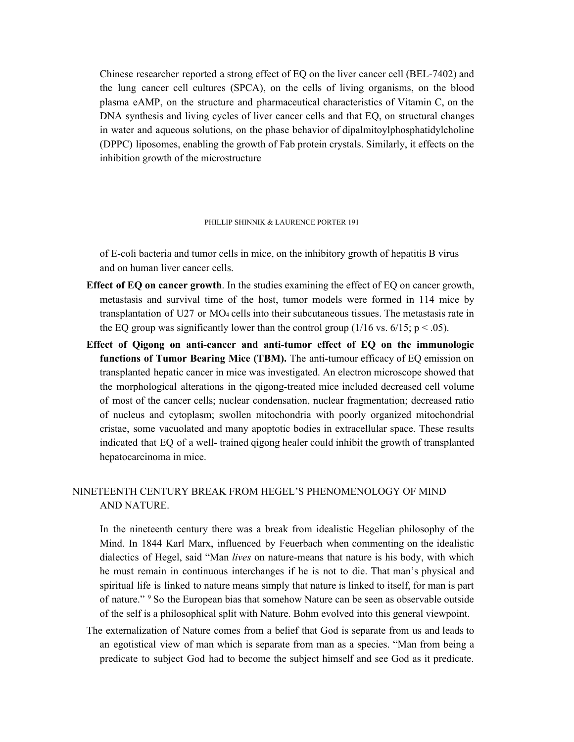Chinese researcher reported a strong effect of EQ on the liver cancer cell (BEL-7402) and the lung cancer cell cultures (SPCA), on the cells of living organisms, on the blood plasma eAMP, on the structure and pharmaceutical characteristics of Vitamin C, on the DNA synthesis and living cycles of liver cancer cells and that EQ, on structural changes in water and aqueous solutions, on the phase behavior of dipalmitoylphosphatidylcholine (DPPC) liposomes, enabling the growth of Fab protein crystals. Similarly, it effects on the inhibition growth of the microstructure of E-coli bacteria and tumor cells in mice, on the inhibitory growth of hepatitis B virus and on human liver cancer cells.

**Effect of EQ on cancer growth**. In the studies examining the effect of EQ on cancer growth, metastasis and survival time of the host, tumor models were formed in 114 mice by transplantation of U27 or $MO_4$ cells into their subcutaneous tissues. The metastasis rate in the EQ group was significantly lower than the control group (1/16 vs. 6/15; $p < .05$).

**Effect of Qigong on anti-cancer and anti-tumor effect of EQ on the immunologic functions of Tumor Bearing Mice (TBM).** The anti-tumour efficacy of EQ emission on transplanted hepatic cancer in mice was investigated. An electron microscope showed that the morphological alterations in the qigong-treated mice included decreased cell volume of most of the cancer cells; nuclear condensation, nuclear fragmentation; decreased ratio of nucleus and cytoplasm; swollen mitochondria with poorly organized mitochondrial cristae, some vacuolated and many apoptotic bodies in extracellular space. These results indicated that EQ of a well- trained qigong healer could inhibit the growth of transplanted hepatocarcinoma in mice.

## NINETEENTH CENTURY BREAK FROM HEGEL'S PHENOMENOLOGY OF MIND AND NATURE.

In the nineteenth century there was a break from idealistic Hegelian philosophy of the Mind. In 1844 Karl Marx, influenced by Feuerbach when commenting on the idealistic dialectics of Hegel, said "Man *lives* on nature-means that nature is his body, with which he must remain in continuous interchanges if he is not to die. That man's physical and spiritual life is linked to nature means simply that nature is linked to itself, for man is part of nature." [9] So the European bias that somehow Nature can be seen as observable outside of the self is a philosophical split with Nature. Bohm evolved into this general viewpoint.

The externalization of Nature comes from a belief that God is separate from us and leads to an egotistical view of man which is separate from man as a species. "Man from being a predicate to subject God had to become the subject himself and see God as it predicate.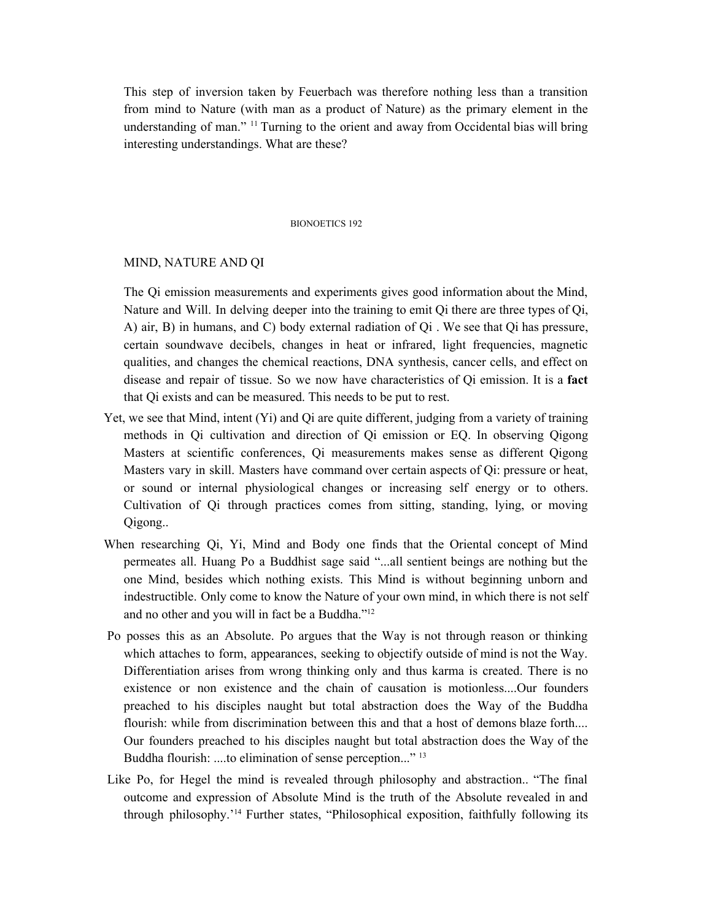This step of inversion taken by Feuerbach was therefore nothing less than a transition from mind to Nature (with man as a product of Nature) as the primary element in the understanding of man." [11] Turning to the orient and away from Occidental bias will bring interesting understandings. What are these?

BIONOETICS 192

## MIND, NATURE AND QI

The Qi emission measurements and experiments gives good information about the Mind, Nature and Will. In delving deeper into the training to emit Qi there are three types of Qi, A) air, B) in humans, and C) body external radiation of Qi . We see that Qi has pressure, certain soundwave decibels, changes in heat or infrared, light frequencies, magnetic qualities, and changes the chemical reactions, DNA synthesis, cancer cells, and effect on disease and repair of tissue. So we now have characteristics of Qi emission. It is a **fact** that Qi exists and can be measured. This needs to be put to rest.

Yet, we see that Mind, intent (Yi) and Qi are quite different, judging from a variety of training methods in Qi cultivation and direction of Qi emission or EQ. In observing Qigong Masters at scientific conferences, Qi measurements makes sense as different Qigong Masters vary in skill. Masters have command over certain aspects of Qi: pressure or heat, or sound or internal physiological changes or increasing self energy or to others. Cultivation of Qi through practices comes from sitting, standing, lying, or moving Qigong..

When researching Qi, Yi, Mind and Body one finds that the Oriental concept of Mind permeates all. Huang Po a Buddhist sage said "...all sentient beings are nothing but the one Mind, besides which nothing exists. This Mind is without beginning unborn and indestructible. Only come to know the Nature of your own mind, in which there is not self and no other and you will in fact be a Buddha."[12]

Po posses this as an Absolute. Po argues that the Way is not through reason or thinking which attaches to form, appearances, seeking to objectify outside of mind is not the Way. Differentiation arises from wrong thinking only and thus karma is created. There is no existence or non existence and the chain of causation is motionless....Our founders preached to his disciples naught but total abstraction does the Way of the Buddha flourish: while from discrimination between this and that a host of demons blaze forth.... Our founders preached to his disciples naught but total abstraction does the Way of the Buddha flourish: ....to elimination of sense perception..." [13]

Like Po, for Hegel the mind is revealed through philosophy and abstraction.. "The final outcome and expression of Absolute Mind is the truth of the Absolute revealed in and through philosophy.'[14] Further states, "Philosophical exposition, faithfully following its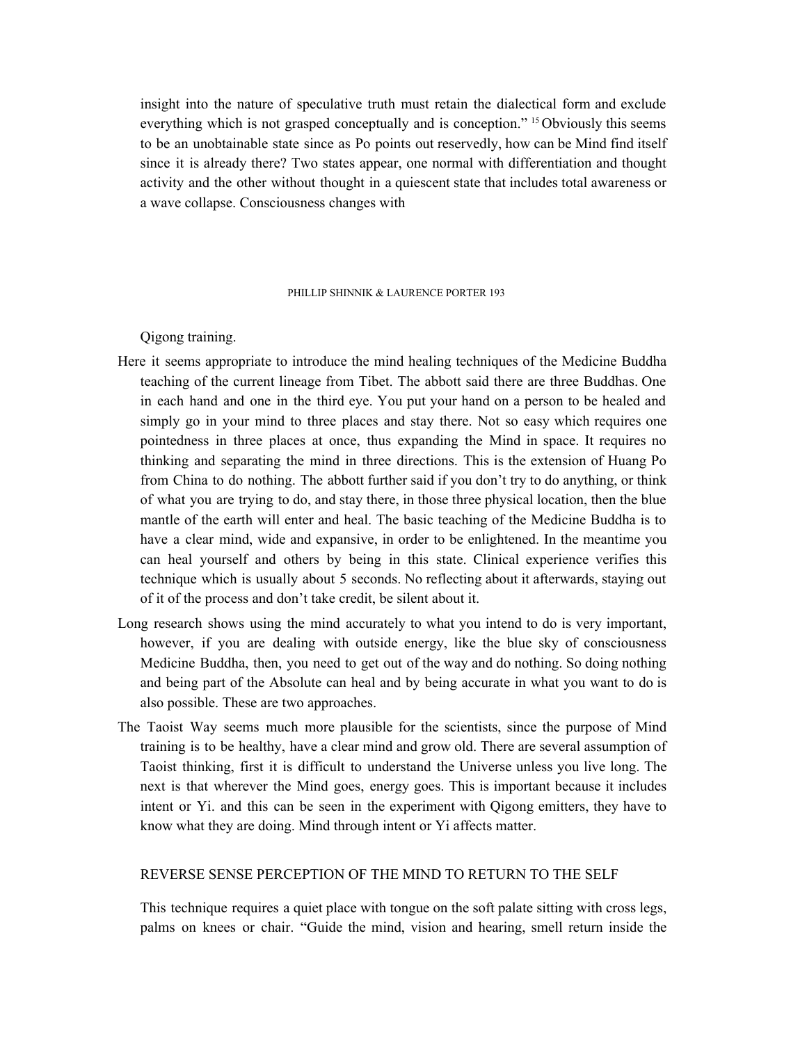insight into the nature of speculative truth must retain the dialectical form and exclude everything which is not grasped conceptually and is conception." [15] Obviously this seems to be an unobtainable state since as Po points out reservedly, how can be Mind find itself since it is already there? Two states appear, one normal with differentiation and thought activity and the other without thought in a quiescent state that includes total awareness or a wave collapse. Consciousness changes with

Qigong training.

Here it seems appropriate to introduce the mind healing techniques of the Medicine Buddha teaching of the current lineage from Tibet. The abbott said there are three Buddhas. One in each hand and one in the third eye. You put your hand on a person to be healed and simply go in your mind to three places and stay there. Not so easy which requires one pointedness in three places at once, thus expanding the Mind in space. It requires no thinking and separating the mind in three directions. This is the extension of Huang Po from China to do nothing. The abbott further said if you don't try to do anything, or think of what you are trying to do, and stay there, in those three physical location, then the blue mantle of the earth will enter and heal. The basic teaching of the Medicine Buddha is to have a clear mind, wide and expansive, in order to be enlightened. In the meantime you can heal yourself and others by being in this state. Clinical experience verifies this technique which is usually about 5 seconds. No reflecting about it afterwards, staying out of it of the process and don't take credit, be silent about it.

Long research shows using the mind accurately to what you intend to do is very important, however, if you are dealing with outside energy, like the blue sky of consciousness Medicine Buddha, then, you need to get out of the way and do nothing. So doing nothing and being part of the Absolute can heal and by being accurate in what you want to do is also possible. These are two approaches.

The Taoist Way seems much more plausible for the scientists, since the purpose of Mind training is to be healthy, have a clear mind and grow old. There are several assumption of Taoist thinking, first it is difficult to understand the Universe unless you live long. The next is that wherever the Mind goes, energy goes. This is important because it includes intent or Yi. and this can be seen in the experiment with Qigong emitters, they have to know what they are doing. Mind through intent or Yi affects matter.

## REVERSE SENSE PERCEPTION OF THE MIND TO RETURN TO THE SELF

This technique requires a quiet place with tongue on the soft palate sitting with cross legs, palms on knees or chair. "Guide the mind, vision and hearing, smell return inside the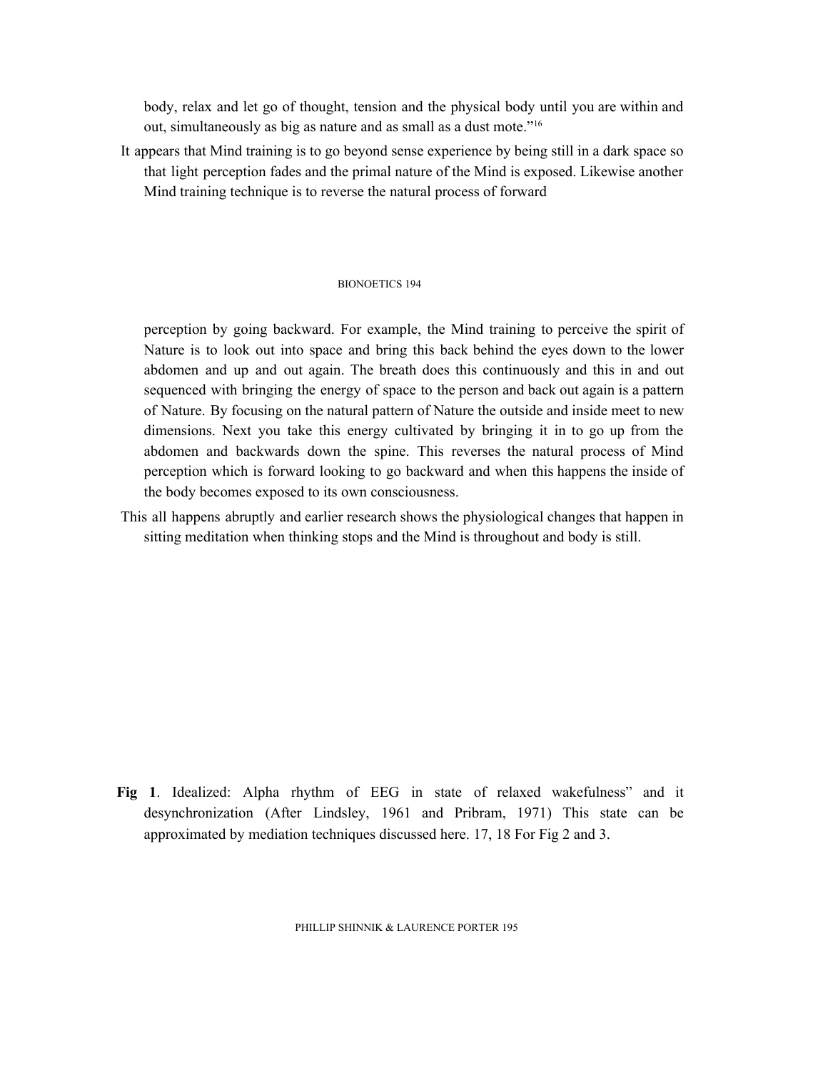body, relax and let go of thought, tension and the physical body until you are within and out, simultaneously as big as nature and as small as a dust mote."[16]

It appears that Mind training is to go beyond sense experience by being still in a dark space so that light perception fades and the primal nature of the Mind is exposed. Likewise another Mind training technique is to reverse the natural process of forward perception by going backward. For example, the Mind training to perceive the spirit of Nature is to look out into space and bring this back behind the eyes down to the lower abdomen and up and out again. The breath does this continuously and this in and out sequenced with bringing the energy of space to the person and back out again is a pattern of Nature. By focusing on the natural pattern of Nature the outside and inside meet to new dimensions. Next you take this energy cultivated by bringing it in to go up from the abdomen and backwards down the spine. This reverses the natural process of Mind perception which is forward looking to go backward and when this happens the inside of the body becomes exposed to its own consciousness.

This all happens abruptly and earlier research shows the physiological changes that happen in sitting meditation when thinking stops and the Mind is throughout and body is still.

**Fig 1**. Idealized: Alpha rhythm of EEG in state of relaxed wakefulness" and it desynchronization (After Lindsley, 1961 and Pribram, 1971) This state can be approximated by mediation techniques discussed here. 17, 18 For Fig 2 and 3.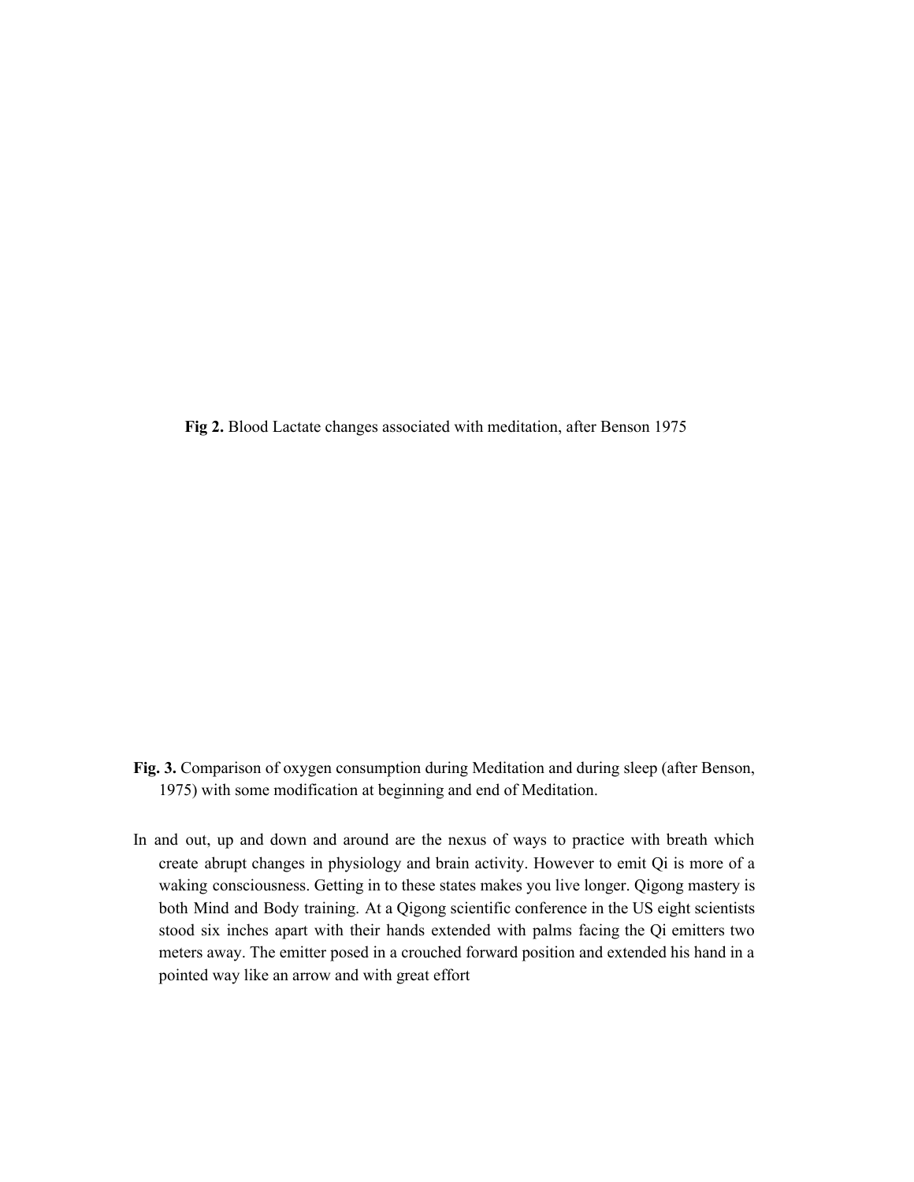**Fig 2.** Blood Lactate changes associated with meditation, after Benson 1975

**Fig. 3.** Comparison of oxygen consumption during Meditation and during sleep (after Benson, 1975) with some modification at beginning and end of Meditation.

In and out, up and down and around are the nexus of ways to practice with breath which create abrupt changes in physiology and brain activity. However to emit Qi is more of a waking consciousness. Getting in to these states makes you live longer. Qigong mastery is both Mind and Body training. At a Qigong scientific conference in the US eight scientists stood six inches apart with their hands extended with palms facing the Qi emitters two meters away. The emitter posed in a crouched forward position and extended his hand in a pointed way like an arrow and with great effort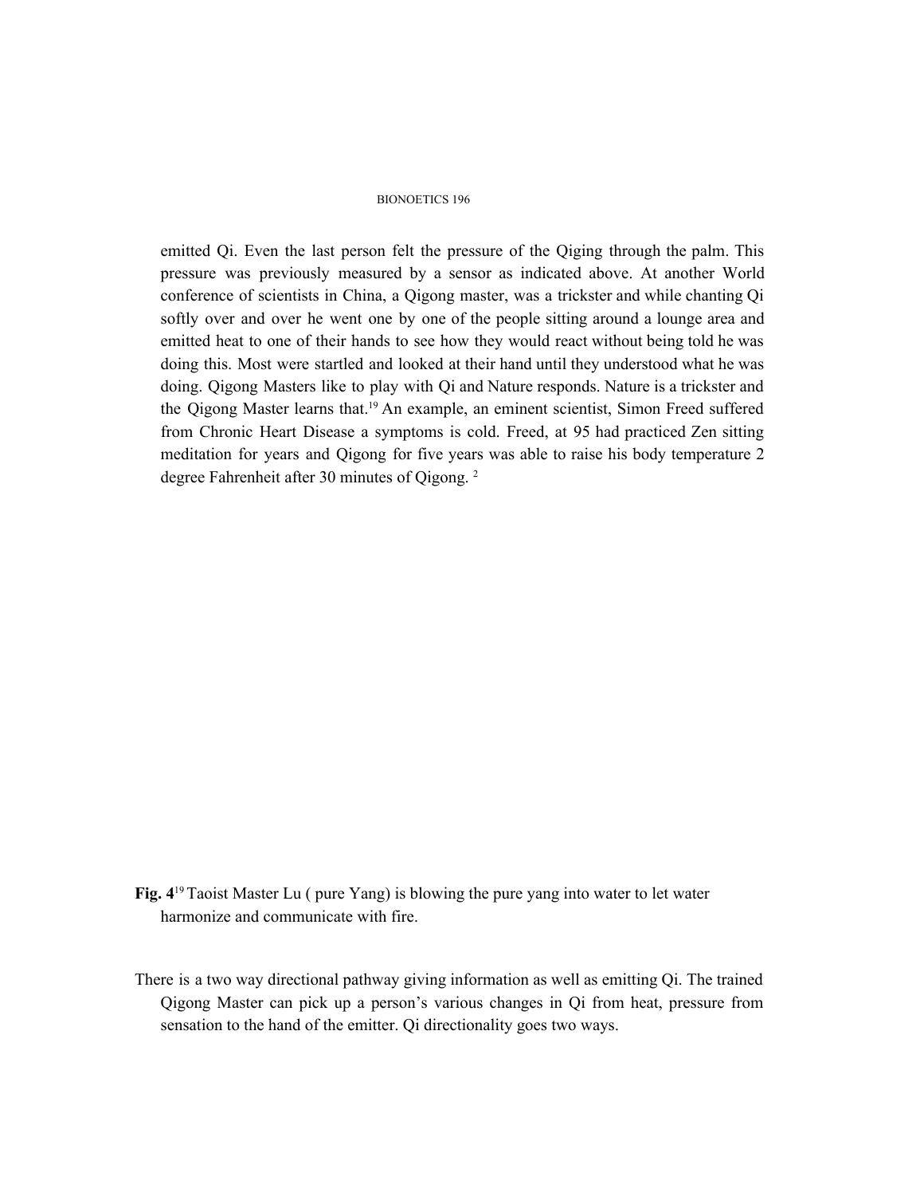emitted Qi. Even the last person felt the pressure of the Qiging through the palm. This pressure was previously measured by a sensor as indicated above. At another World conference of scientists in China, a Qigong master, was a trickster and while chanting Qi softly over and over he went one by one of the people sitting around a lounge area and emitted heat to one of their hands to see how they would react without being told he was doing this. Most were startled and looked at their hand until they understood what he was doing. Qigong Masters like to play with Qi and Nature responds. Nature is a trickster and the Qigong Master learns that.[19] An example, an eminent scientist, Simon Freed suffered from Chronic Heart Disease a symptoms is cold. Freed, at 95 had practiced Zen sitting meditation for years and Qigong for five years was able to raise his body temperature 2 degree Fahrenheit after 30 minutes of Qigong. [2]

**Fig. 4**[19] Taoist Master Lu ( pure Yang) is blowing the pure yang into water to let water harmonize and communicate with fire.

There is a two way directional pathway giving information as well as emitting Qi. The trained Qigong Master can pick up a person's various changes in Qi from heat, pressure from sensation to the hand of the emitter. Qi directionality goes two ways.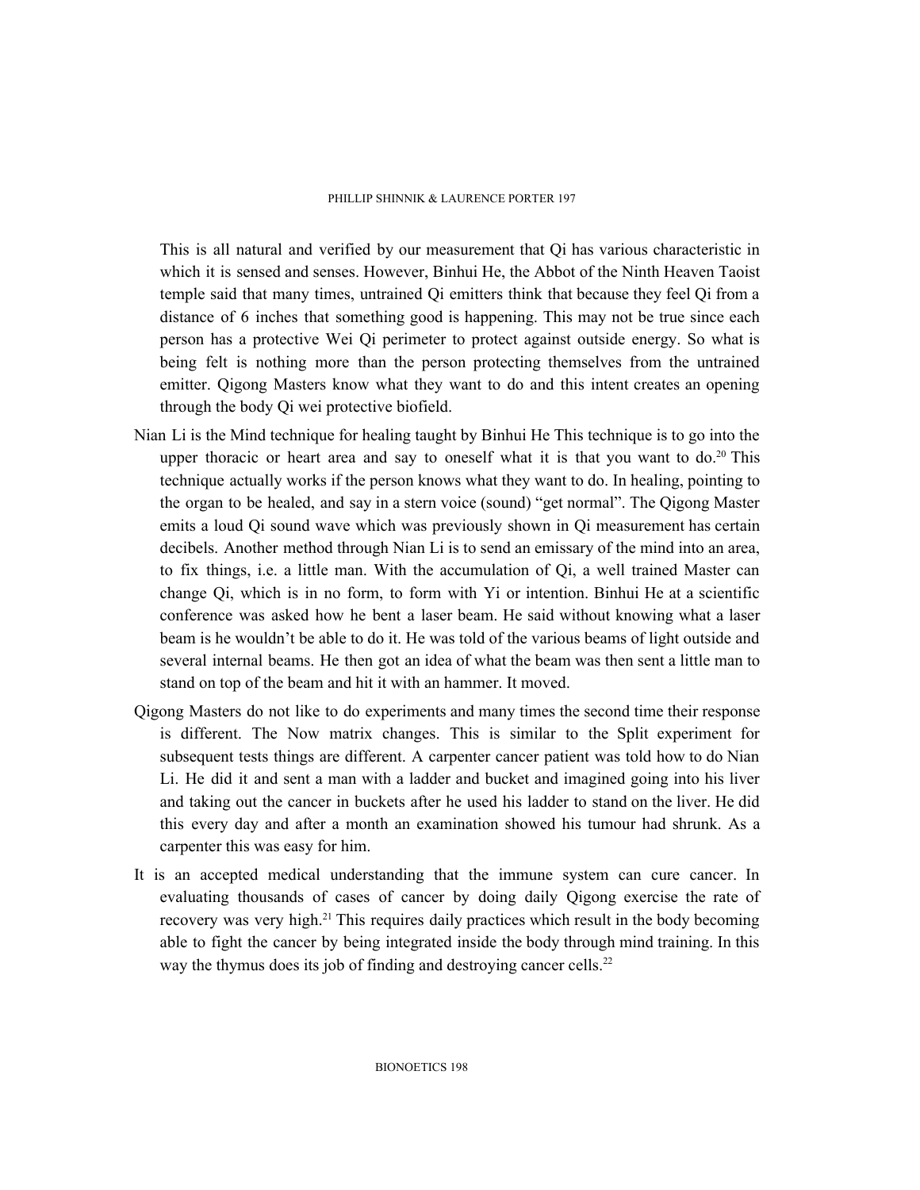This is all natural and verified by our measurement that Qi has various characteristic in which it is sensed and senses. However, Binhui He, the Abbot of the Ninth Heaven Taoist temple said that many times, untrained Qi emitters think that because they feel Qi from a distance of 6 inches that something good is happening. This may not be true since each person has a protective Wei Qi perimeter to protect against outside energy. So what is being felt is nothing more than the person protecting themselves from the untrained emitter. Qigong Masters know what they want to do and this intent creates an opening through the body Qi wei protective biofield.

Nian Li is the Mind technique for healing taught by Binhui He This technique is to go into the upper thoracic or heart area and say to oneself what it is that you want to do.[20] This technique actually works if the person knows what they want to do. In healing, pointing to the organ to be healed, and say in a stern voice (sound) "get normal". The Qigong Master emits a loud Qi sound wave which was previously shown in Qi measurement has certain decibels. Another method through Nian Li is to send an emissary of the mind into an area, to fix things, i.e. a little man. With the accumulation of Qi, a well trained Master can change Qi, which is in no form, to form with Yi or intention. Binhui He at a scientific conference was asked how he bent a laser beam. He said without knowing what a laser beam is he wouldn't be able to do it. He was told of the various beams of light outside and several internal beams. He then got an idea of what the beam was then sent a little man to stand on top of the beam and hit it with an hammer. It moved.

Qigong Masters do not like to do experiments and many times the second time their response is different. The Now matrix changes. This is similar to the Split experiment for subsequent tests things are different. A carpenter cancer patient was told how to do Nian Li. He did it and sent a man with a ladder and bucket and imagined going into his liver and taking out the cancer in buckets after he used his ladder to stand on the liver. He did this every day and after a month an examination showed his tumour had shrunk. As a carpenter this was easy for him.

It is an accepted medical understanding that the immune system can cure cancer. In evaluating thousands of cases of cancer by doing daily Qigong exercise the rate of recovery was very high.[21] This requires daily practices which result in the body becoming able to fight the cancer by being integrated inside the body through mind training. In this way the thymus does its job of finding and destroying cancer cells.[22]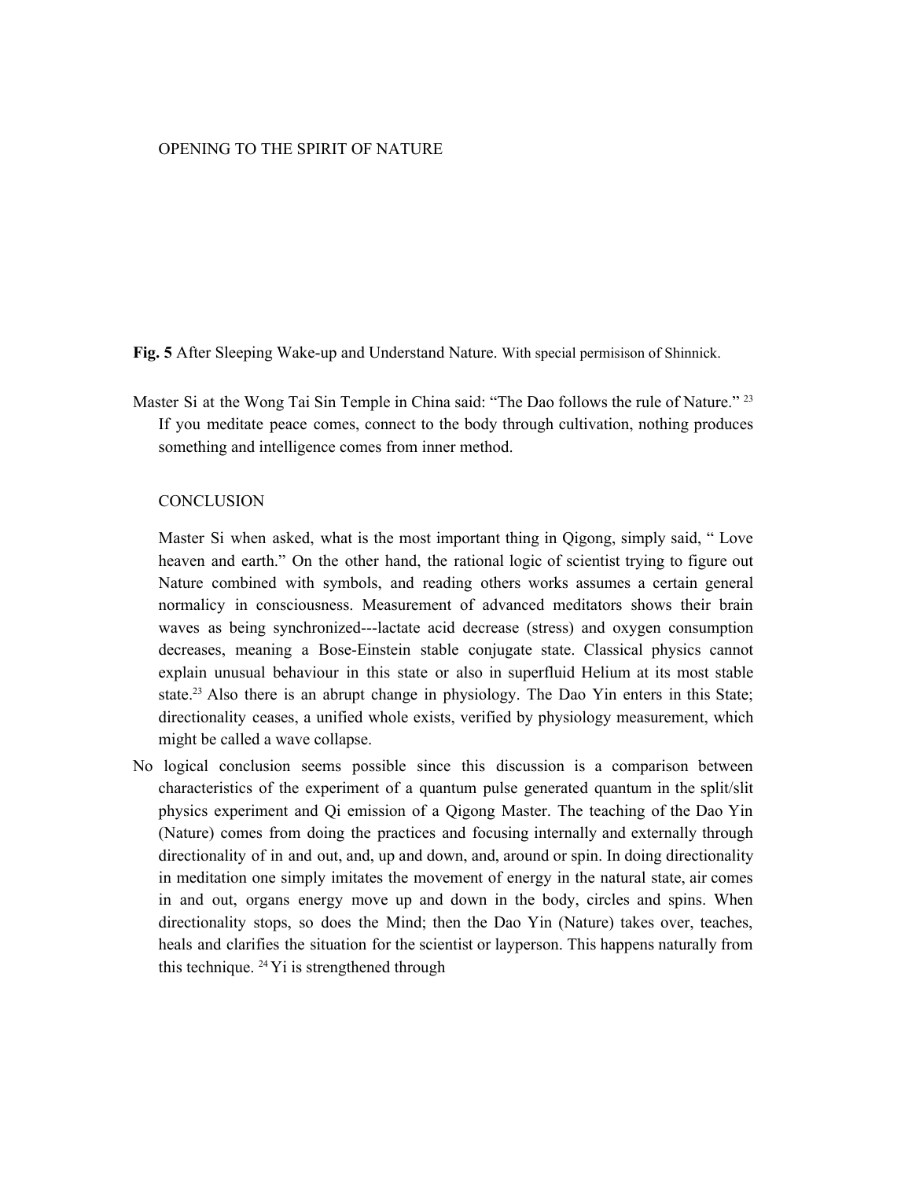OPENING TO THE SPIRIT OF NATURE

**Fig. 5** After Sleeping Wake-up and Understand Nature. With special permisison of Shinnick.

Master Si at the Wong Tai Sin Temple in China said: "The Dao follows the rule of Nature." [23] If you meditate peace comes, connect to the body through cultivation, nothing produces something and intelligence comes from inner method.

## CONCLUSION

Master Si when asked, what is the most important thing in Qigong, simply said, " Love heaven and earth." On the other hand, the rational logic of scientist trying to figure out Nature combined with symbols, and reading others works assumes a certain general normalicy in consciousness. Measurement of advanced meditators shows their brain waves as being synchronized---lactate acid decrease (stress) and oxygen consumption decreases, meaning a Bose-Einstein stable conjugate state. Classical physics cannot explain unusual behaviour in this state or also in superfluid Helium at its most stable state.[23] Also there is an abrupt change in physiology. The Dao Yin enters in this State; directionality ceases, a unified whole exists, verified by physiology measurement, which might be called a wave collapse.

No logical conclusion seems possible since this discussion is a comparison between characteristics of the experiment of a quantum pulse generated quantum in the split/slit physics experiment and Qi emission of a Qigong Master. The teaching of the Dao Yin (Nature) comes from doing the practices and focusing internally and externally through directionality of in and out, and, up and down, and, around or spin. In doing directionality in meditation one simply imitates the movement of energy in the natural state, air comes in and out, organs energy move up and down in the body, circles and spins. When directionality stops, so does the Mind; then the Dao Yin (Nature) takes over, teaches, heals and clarifies the situation for the scientist or layperson. This happens naturally from this technique. [24] Yi is strengthened through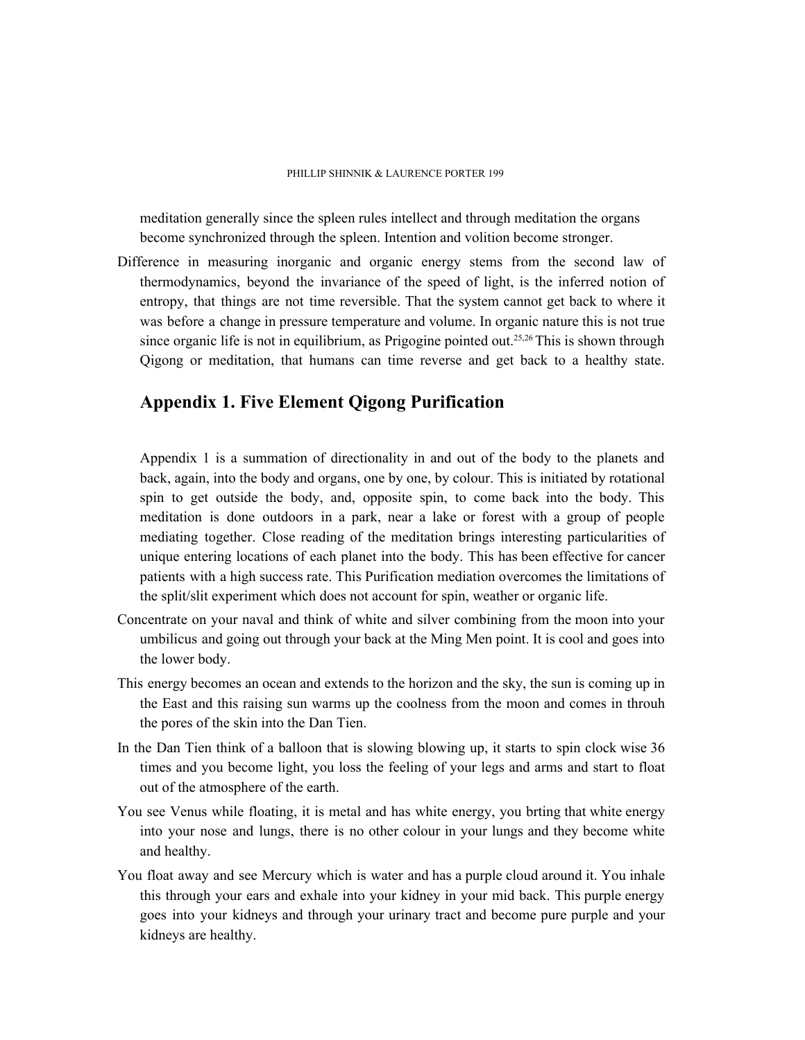meditation generally since the spleen rules intellect and through meditation the organs become synchronized through the spleen. Intention and volition become stronger.

Difference in measuring inorganic and organic energy stems from the second law of thermodynamics, beyond the invariance of the speed of light, is the inferred notion of entropy, that things are not time reversible. That the system cannot get back to where it was before a change in pressure temperature and volume. In organic nature this is not true since organic life is not in equilibrium, as Prigogine pointed out.[25,26] This is shown through Qigong or meditation, that humans can time reverse and get back to a healthy state.

## Appendix 1. Five Element Qigong Purification

Appendix 1 is a summation of directionality in and out of the body to the planets and back, again, into the body and organs, one by one, by colour. This is initiated by rotational spin to get outside the body, and, opposite spin, to come back into the body. This meditation is done outdoors in a park, near a lake or forest with a group of people mediating together. Close reading of the meditation brings interesting particularities of unique entering locations of each planet into the body. This has been effective for cancer patients with a high success rate. This Purification mediation overcomes the limitations of the split/slit experiment which does not account for spin, weather or organic life.

Concentrate on your naval and think of white and silver combining from the moon into your umbilicus and going out through your back at the Ming Men point. It is cool and goes into the lower body.

This energy becomes an ocean and extends to the horizon and the sky, the sun is coming up in the East and this raising sun warms up the coolness from the moon and comes in throuh the pores of the skin into the Dan Tien.

In the Dan Tien think of a balloon that is slowing blowing up, it starts to spin clock wise 36 times and you become light, you loss the feeling of your legs and arms and start to float out of the atmosphere of the earth.

You see Venus while floating, it is metal and has white energy, you brting that white energy into your nose and lungs, there is no other colour in your lungs and they become white and healthy.

You float away and see Mercury which is water and has a purple cloud around it. You inhale this through your ears and exhale into your kidney in your mid back. This purple energy goes into your kidneys and through your urinary tract and become pure purple and your kidneys are healthy.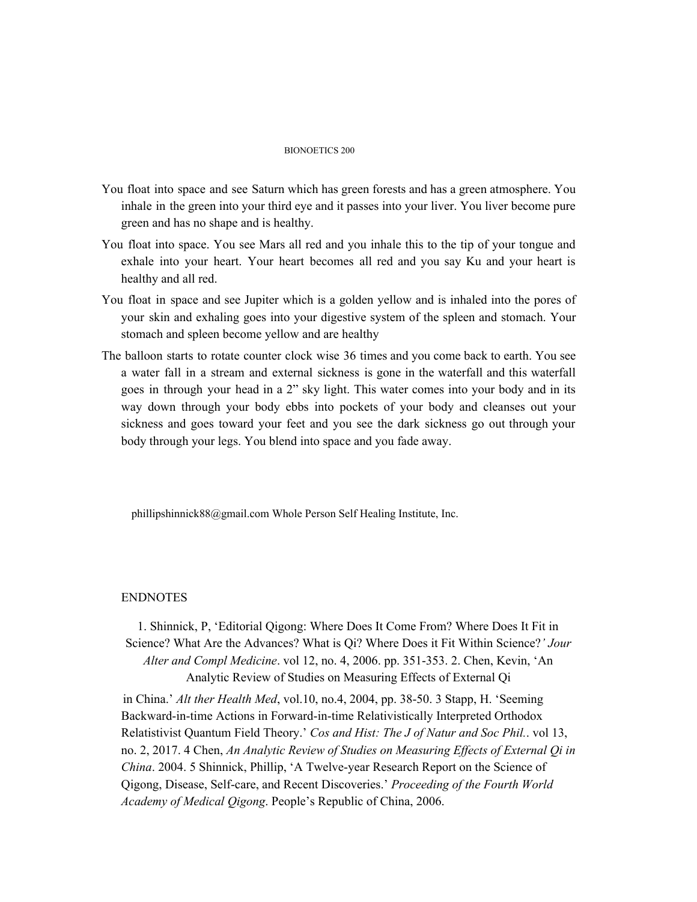You float into space and see Saturn which has green forests and has a green atmosphere. You inhale in the green into your third eye and it passes into your liver. You liver become pure green and has no shape and is healthy.

You float into space. You see Mars all red and you inhale this to the tip of your tongue and exhale into your heart. Your heart becomes all red and you say Ku and your heart is healthy and all red.

You float in space and see Jupiter which is a golden yellow and is inhaled into the pores of your skin and exhaling goes into your digestive system of the spleen and stomach. Your stomach and spleen become yellow and are healthy

The balloon starts to rotate counter clock wise 36 times and you come back to earth. You see a water fall in a stream and external sickness is gone in the waterfall and this waterfall goes in through your head in a 2" sky light. This water comes into your body and in its way down through your body ebbs into pockets of your body and cleanses out your sickness and goes toward your feet and you see the dark sickness go out through your body through your legs. You blend into space and you fade away.

phillipshinnick88@gmail.com Whole Person Self Healing Institute, Inc.

ENDNOTES

1. Shinnick, P, 'Editorial Qigong: Where Does It Come From? Where Does It Fit in Science? What Are the Advances? What is Qi? Where Does it Fit Within Science?' *Jour Alter and Compl Medicine*. vol 12, no. 4, 2006. pp. 351-353. 2. Chen, Kevin, 'An Analytic Review of Studies on Measuring Effects of External Qi in China.' *Alt ther Health Med*, vol.10, no.4, 2004, pp. 38-50. 3 Stapp, H. 'Seeming Backward-in-time Actions in Forward-in-time Relativistically Interpreted Orthodox Relatistivist Quantum Field Theory.' *Cos and Hist: The J of Natur and Soc Phil.*. vol 13, no. 2, 2017. 4 Chen, *An Analytic Review of Studies on Measuring Effects of External Qi in China*. 2004. 5 Shinnick, Phillip, 'A Twelve-year Research Report on the Science of Qigong, Disease, Self-care, and Recent Discoveries.' *Proceeding of the Fourth World Academy of Medical Qigong*. People's Republic of China, 2006.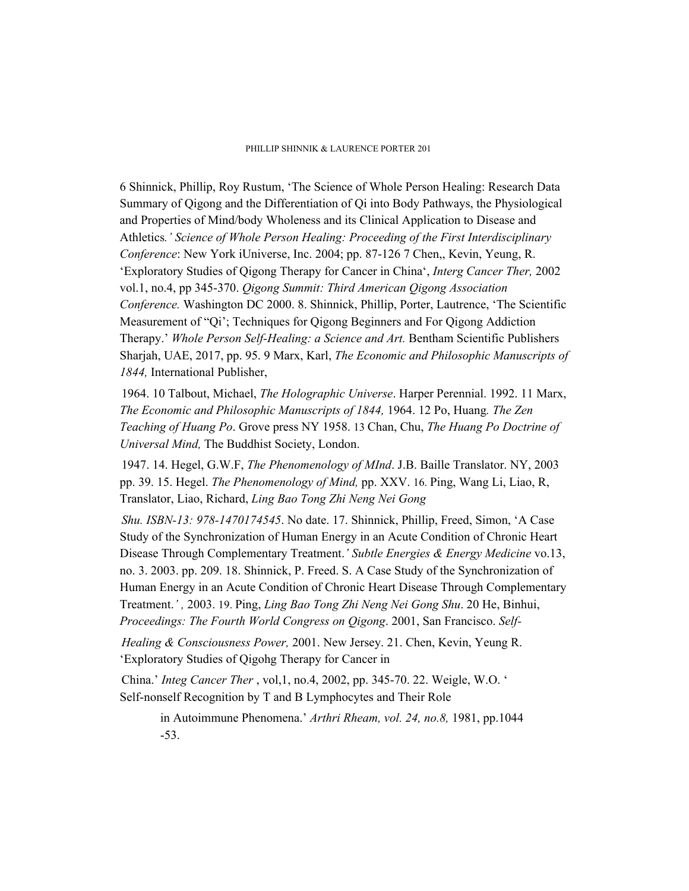6 Shinnick, Phillip, Roy Rustum, 'The Science of Whole Person Healing: Research Data Summary of Qigong and the Differentiation of Qi into Body Pathways, the Physiological and Properties of Mind/body Wholeness and its Clinical Application to Disease and Athletics*.' Science of Whole Person Healing: Proceeding of the First Interdisciplinary Conference*: New York iUniverse, Inc. 2004; pp. 87-126 7 Chen,, Kevin, Yeung, R. 'Exploratory Studies of Qigong Therapy for Cancer in China', *Interg Cancer Ther,* 2002 vol.1, no.4, pp 345-370. *Qigong Summit: Third American Qigong Association Conference.* Washington DC 2000. 8. Shinnick, Phillip, Porter, Lautrence, 'The Scientific Measurement of "Qi'; Techniques for Qigong Beginners and For Qigong Addiction Therapy.' *Whole Person Self-Healing: a Science and Art.* Bentham Scientific Publishers Sharjah, UAE, 2017, pp. 95. 9 Marx, Karl, *The Economic and Philosophic Manuscripts of 1844,* International Publisher,

1964. 10 Talbout, Michael, *The Holographic Universe*. Harper Perennial. 1992. 11 Marx, *The Economic and Philosophic Manuscripts of 1844,* 1964. 12 Po, Huang*. The Zen Teaching of Huang Po*. Grove press NY 1958. 13 Chan, Chu, *The Huang Po Doctrine of Universal Mind,* The Buddhist Society, London.

1947. 14. Hegel, G.W.F, *The Phenomenology of MInd*. J.B. Baille Translator. NY, 2003 pp. 39. 15. Hegel. *The Phenomenology of Mind,* pp. XXV. 16. Ping, Wang Li, Liao, R, Translator, Liao, Richard, *Ling Bao Tong Zhi Neng Nei Gong*

*Shu. ISBN-13: 978-1470174545*. No date. 17. Shinnick, Phillip, Freed, Simon, 'A Case Study of the Synchronization of Human Energy in an Acute Condition of Chronic Heart Disease Through Complementary Treatment*.' Subtle Energies & Energy Medicine* vo.13, no. 3. 2003. pp. 209. 18. Shinnick, P. Freed. S. A Case Study of the Synchronization of Human Energy in an Acute Condition of Chronic Heart Disease Through Complementary Treatment.*' ,* 2003. 19. Ping, *Ling Bao Tong Zhi Neng Nei Gong Shu*. 20 He, Binhui, *Proceedings: The Fourth World Congress on Qigong*. 2001, San Francisco. *Self-*

*Healing & Consciousness Power,* 2001. New Jersey. 21. Chen, Kevin, Yeung R. 'Exploratory Studies of Qigohg Therapy for Cancer in

China.' *Integ Cancer Ther* , vol,1, no.4, 2002, pp. 345-70. 22. Weigle, W.O. ' Self-nonself Recognition by T and B Lymphocytes and Their Role

in Autoimmune Phenomena.' *Arthri Rheam, vol. 24, no.8,* 1981, pp.1044 -53.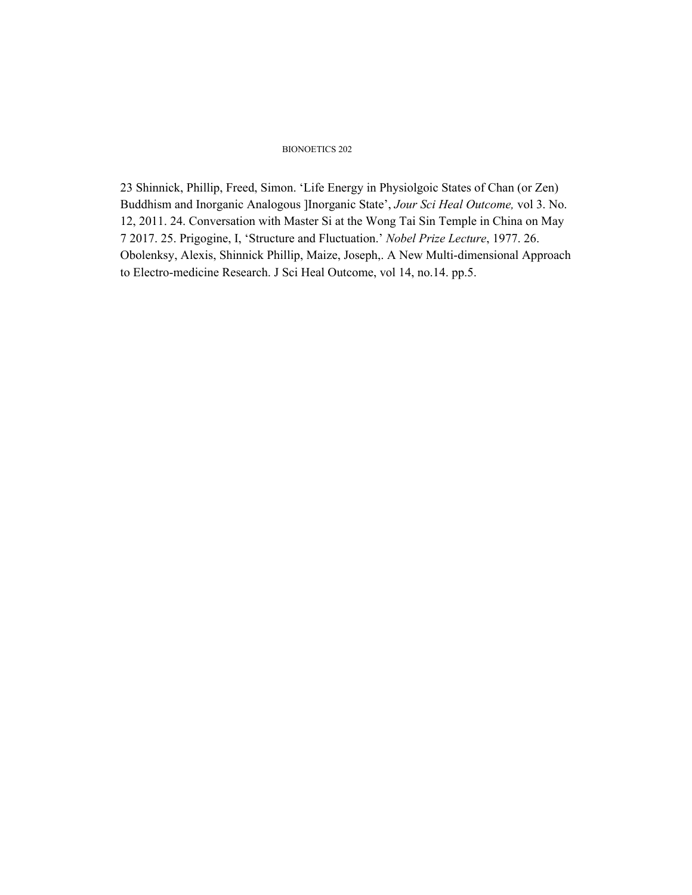23 Shinnick, Phillip, Freed, Simon. 'Life Energy in Physiolgoic States of Chan (or Zen) Buddhism and Inorganic Analogous ]Inorganic State', *Jour Sci Heal Outcome,* vol 3. No. 12, 2011. 24. Conversation with Master Si at the Wong Tai Sin Temple in China on May 7 2017. 25. Prigogine, I, 'Structure and Fluctuation.' *Nobel Prize Lecture*, 1977. 26. Obolenksy, Alexis, Shinnick Phillip, Maize, Joseph,. A New Multi-dimensional Approach to Electro-medicine Research. J Sci Heal Outcome, vol 14, no.14. pp.5.